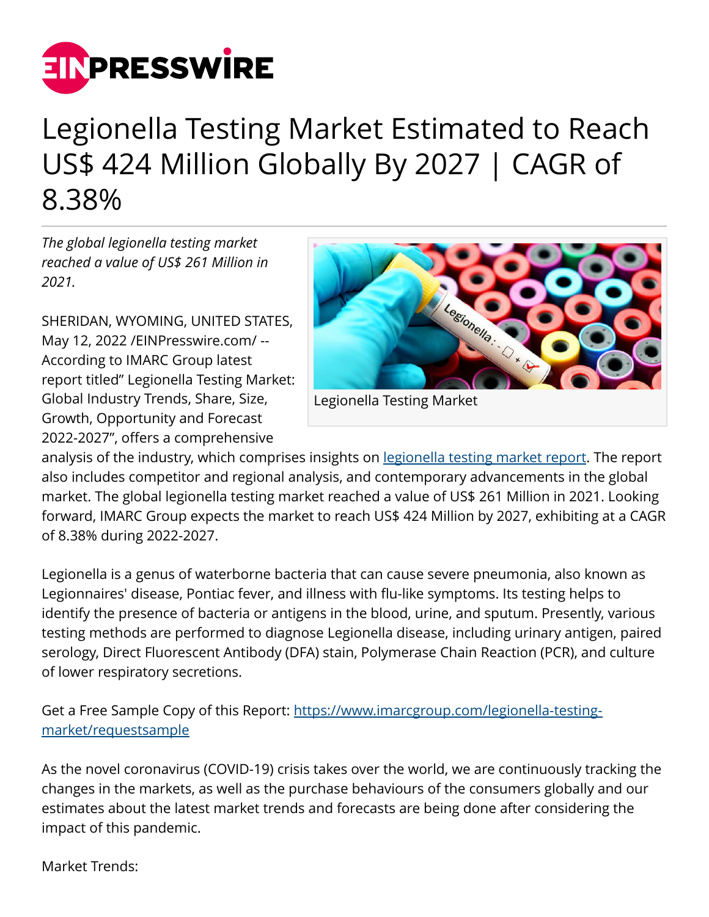# Legionella Testing Market Estimated to Reach US$ 424 Million Globally By 2027 | CAGR of 8.38%

*The global legionella testing market reached a value of US$ 261 Million in 2021.*

Legionella Testing Market

SHERIDAN, WYOMING, UNITED STATES, May 12, 2022 /EINPresswire.com/ -- According to IMARC Group latest report titled" Legionella Testing Market: Global Industry Trends, Share, Size, Growth, Opportunity and Forecast 2022-2027", offers a comprehensive analysis of the industry, which comprises insights on [legionella testing market report](). The report also includes competitor and regional analysis, and contemporary advancements in the global market. The global legionella testing market reached a value of US$ 261 Million in 2021. Looking forward, IMARC Group expects the market to reach US$ 424 Million by 2027, exhibiting at a CAGR of 8.38% during 2022-2027.

Legionella is a genus of waterborne bacteria that can cause severe pneumonia, also known as Legionnaires' disease, Pontiac fever, and illness with flu-like symptoms. Its testing helps to identify the presence of bacteria or antigens in the blood, urine, and sputum. Presently, various testing methods are performed to diagnose Legionella disease, including urinary antigen, paired serology, Direct Fluorescent Antibody (DFA) stain, Polymerase Chain Reaction (PCR), and culture of lower respiratory secretions.

Get a Free Sample Copy of this Report: [https://www.imarcgroup.com/legionella-testing-market/requestsample](https://www.imarcgroup.com/legionella-testing-market/requestsample)

As the novel coronavirus (COVID-19) crisis takes over the world, we are continuously tracking the changes in the markets, as well as the purchase behaviours of the consumers globally and our estimates about the latest market trends and forecasts are being done after considering the impact of this pandemic.

Market Trends: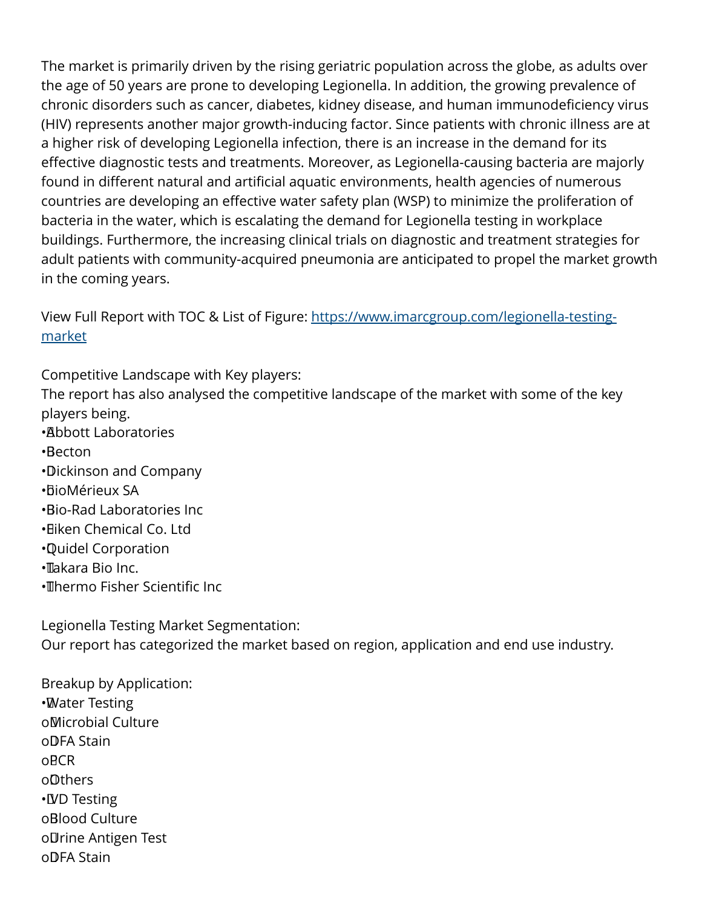The market is primarily driven by the rising geriatric population across the globe, as adults over the age of 50 years are prone to developing Legionella. In addition, the growing prevalence of chronic disorders such as cancer, diabetes, kidney disease, and human immunodeficiency virus (HIV) represents another major growth-inducing factor. Since patients with chronic illness are at a higher risk of developing Legionella infection, there is an increase in the demand for its effective diagnostic tests and treatments. Moreover, as Legionella-causing bacteria are majorly found in different natural and artificial aquatic environments, health agencies of numerous countries are developing an effective water safety plan (WSP) to minimize the proliferation of bacteria in the water, which is escalating the demand for Legionella testing in workplace buildings. Furthermore, the increasing clinical trials on diagnostic and treatment strategies for adult patients with community-acquired pneumonia are anticipated to propel the market growth in the coming years.

View Full Report with TOC & List of Figure: [https://www.imarcgroup.com/legionella-testing-market](https://www.imarcgroup.com/legionella-testing-market)

Competitive Landscape with Key players:
The report has also analysed the competitive landscape of the market with some of the key players being.

- Abbott Laboratories
- Becton
- Dickinson and Company
- BioMérieux SA
- Bio-Rad Laboratories Inc
- Eiken Chemical Co. Ltd
- Quidel Corporation
- Takara Bio Inc.
- Thermo Fisher Scientific Inc

Legionella Testing Market Segmentation:
Our report has categorized the market based on region, application and end use industry.

Breakup by Application:

- Water Testing
  - Microbial Culture
  - DFA Stain
  - PCR
  - Others
- IVD Testing
  - Blood Culture
  - Urine Antigen Test
  - DFA Stain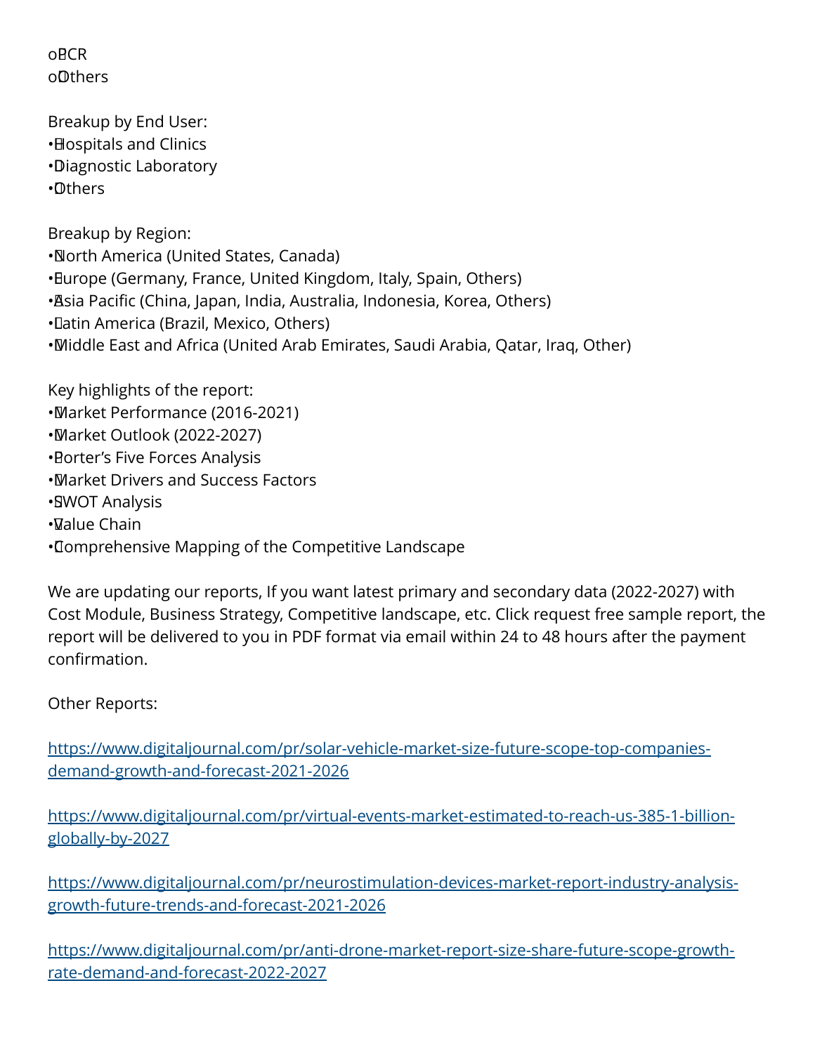- PCR
- Others

Breakup by End User:
- Hospitals and Clinics
- Diagnostic Laboratory
- Others

Breakup by Region:
- North America (United States, Canada)
- Europe (Germany, France, United Kingdom, Italy, Spain, Others)
- Asia Pacific (China, Japan, India, Australia, Indonesia, Korea, Others)
- Latin America (Brazil, Mexico, Others)
- Middle East and Africa (United Arab Emirates, Saudi Arabia, Qatar, Iraq, Other)

Key highlights of the report:
- Market Performance (2016-2021)
- Market Outlook (2022-2027)
- Porter's Five Forces Analysis
- Market Drivers and Success Factors
- SWOT Analysis
- Value Chain
- Comprehensive Mapping of the Competitive Landscape

We are updating our reports, If you want latest primary and secondary data (2022-2027) with Cost Module, Business Strategy, Competitive landscape, etc. Click request free sample report, the report will be delivered to you in PDF format via email within 24 to 48 hours after the payment confirmation.

Other Reports:

https://www.digitaljournal.com/pr/solar-vehicle-market-size-future-scope-top-companies-demand-growth-and-forecast-2021-2026

https://www.digitaljournal.com/pr/virtual-events-market-estimated-to-reach-us-385-1-billion-globally-by-2027

https://www.digitaljournal.com/pr/neurostimulation-devices-market-report-industry-analysis-growth-future-trends-and-forecast-2021-2026

https://www.digitaljournal.com/pr/anti-drone-market-report-size-share-future-scope-growth-rate-demand-and-forecast-2022-2027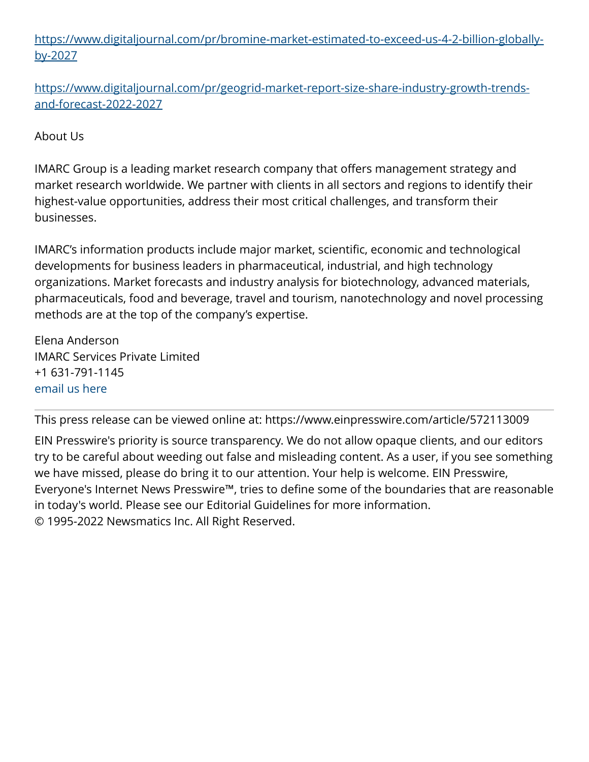https://www.digitaljournal.com/pr/bromine-market-estimated-to-exceed-us-4-2-billion-globally-by-2027

https://www.digitaljournal.com/pr/geogrid-market-report-size-share-industry-growth-trends-and-forecast-2022-2027

About Us

IMARC Group is a leading market research company that offers management strategy and market research worldwide. We partner with clients in all sectors and regions to identify their highest-value opportunities, address their most critical challenges, and transform their businesses.

IMARC's information products include major market, scientific, economic and technological developments for business leaders in pharmaceutical, industrial, and high technology organizations. Market forecasts and industry analysis for biotechnology, advanced materials, pharmaceuticals, food and beverage, travel and tourism, nanotechnology and novel processing methods are at the top of the company's expertise.

Elena Anderson
IMARC Services Private Limited
+1 631-791-1145
email us here

---

This press release can be viewed online at: https://www.einpresswire.com/article/572113009

EIN Presswire's priority is source transparency. We do not allow opaque clients, and our editors try to be careful about weeding out false and misleading content. As a user, if you see something we have missed, please do bring it to our attention. Your help is welcome. EIN Presswire, Everyone's Internet News Presswire™, tries to define some of the boundaries that are reasonable in today's world. Please see our Editorial Guidelines for more information.
© 1995-2022 Newsmatics Inc. All Right Reserved.